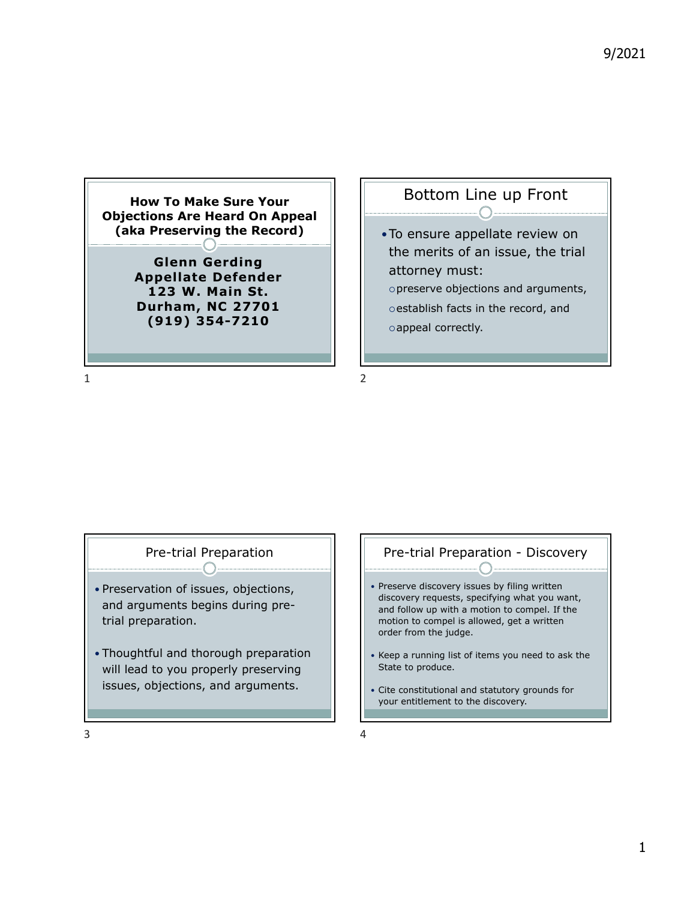## How To Make Sure Your Objections Are Heard On Appeal (aka Preserving the Record)

**Glenn Gerding**
**Appellate Defender**
**123 W. Main St.**
**Durham, NC 27701**
**(919) 354-7210**

## Bottom Line up Front

- To ensure appellate review on the merits of an issue, the trial attorney must:
  - preserve objections and arguments,
  - establish facts in the record, and
  - appeal correctly.

## Pre-trial Preparation

- Preservation of issues, objections, and arguments begins during pre-trial preparation.
- Thoughtful and thorough preparation will lead to you properly preserving issues, objections, and arguments.

## Pre-trial Preparation - Discovery

- Preserve discovery issues by filing written discovery requests, specifying what you want, and follow up with a motion to compel. If the motion to compel is allowed, get a written order from the judge.
- Keep a running list of items you need to ask the State to produce.
- Cite constitutional and statutory grounds for your entitlement to the discovery.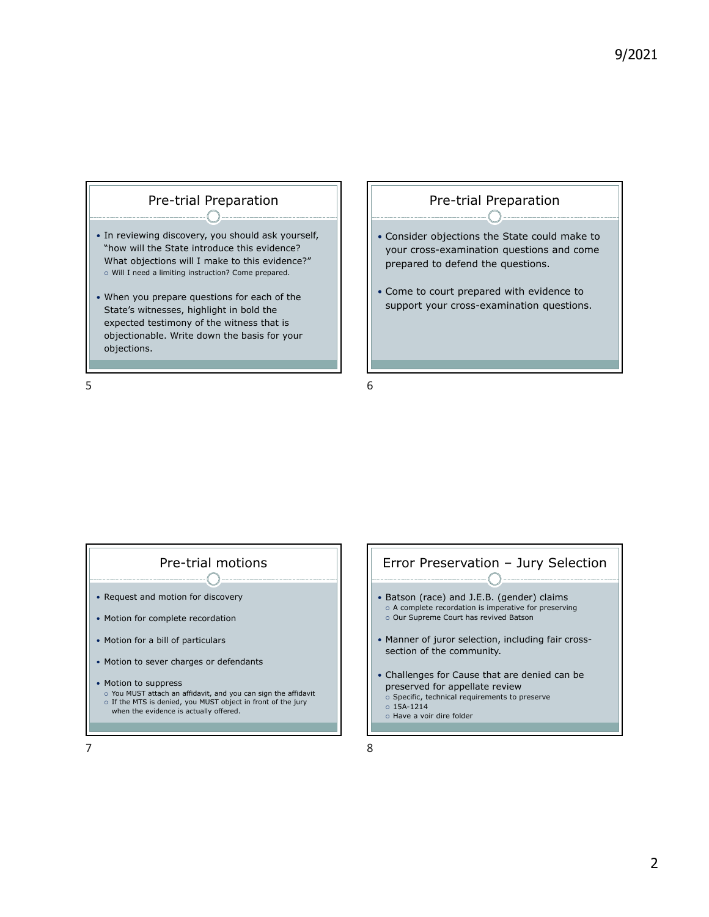## Pre-trial Preparation

- In reviewing discovery, you should ask yourself, "how will the State introduce this evidence? What objections will I make to this evidence?"
  - Will I need a limiting instruction? Come prepared.
- When you prepare questions for each of the State's witnesses, highlight in bold the expected testimony of the witness that is objectionable. Write down the basis for your objections.

## Pre-trial Preparation

- Consider objections the State could make to your cross-examination questions and come prepared to defend the questions.
- Come to court prepared with evidence to support your cross-examination questions.

## Pre-trial motions

- Request and motion for discovery
- Motion for complete recordation
- Motion for a bill of particulars
- Motion to sever charges or defendants
- Motion to suppress
  - You MUST attach an affidavit, and you can sign the affidavit
  - If the MTS is denied, you MUST object in front of the jury when the evidence is actually offered.

## Error Preservation – Jury Selection

- Batson (race) and J.E.B. (gender) claims
  - A complete recordation is imperative for preserving
  - Our Supreme Court has revived Batson
- Manner of juror selection, including fair cross-section of the community.
- Challenges for Cause that are denied can be preserved for appellate review
  - Specific, technical requirements to preserve
  - 15A-1214
  - Have a voir dire folder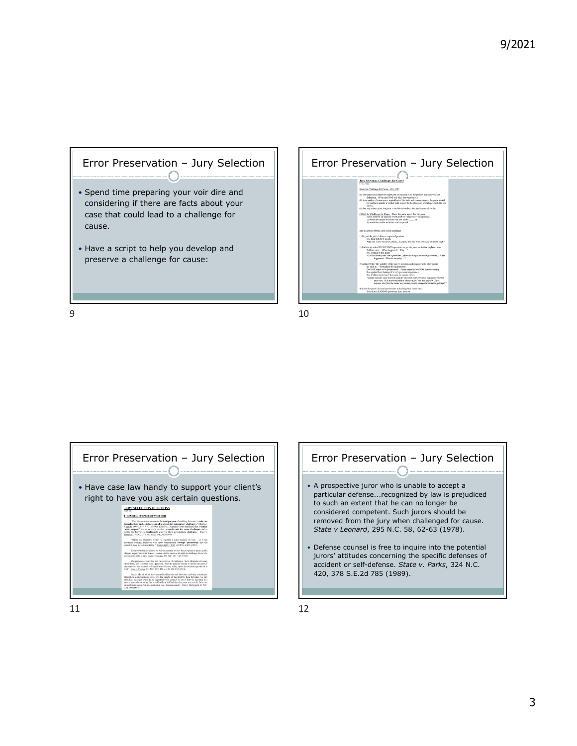## Error Preservation – Jury Selection

- Spend time preparing your voir dire and considering if there are facts about your case that could lead to a challenge for cause.
- Have a script to help you develop and preserve a challenge for cause:

## Error Preservation – Jury Selection

## Error Preservation – Jury Selection

- Have case law handy to support your client's right to have you ask certain questions.

## Error Preservation – Jury Selection

- A prospective juror who is unable to accept a particular defense...recognized by law is prejudiced to such an extent that he can no longer be considered competent. Such jurors should be removed from the jury when challenged for cause. *State v Leonard*, 295 N.C. 58, 62-63 (1978).
- Defense counsel is free to inquire into the potential jurors' attitudes concerning the specific defenses of accident or self-defense. *State v. Parks*, 324 N.C. 420, 378 S.E.2d 785 (1989).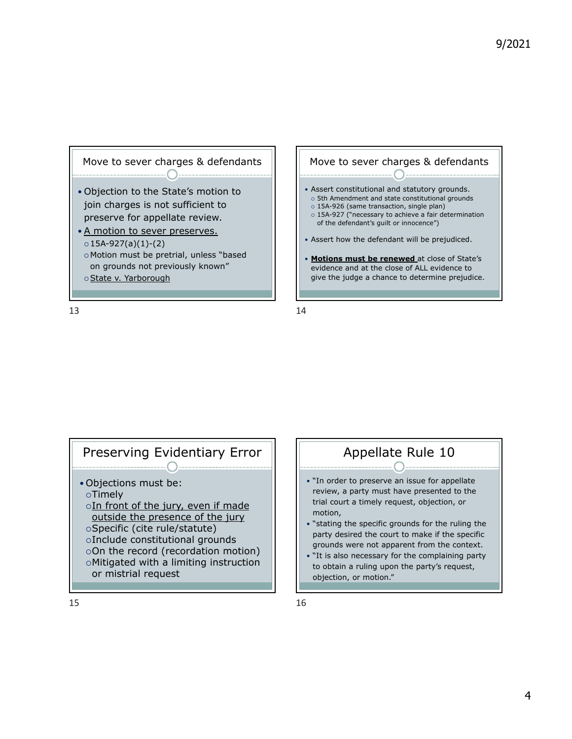## Move to sever charges & defendants

- Objection to the State's motion to join charges is not sufficient to preserve for appellate review.
- <u>A motion to sever preserves.</u>
  - 15A-927(a)(1)-(2)
  - Motion must be pretrial, unless "based on grounds not previously known"
  - <u>State v. Yarborough</u>

## Move to sever charges & defendants

- Assert constitutional and statutory grounds.
  - 5th Amendment and state constitutional grounds
  - 15A-926 (same transaction, single plan)
  - 15A-927 ("necessary to achieve a fair determination of the defendant's guilt or innocence")
- Assert how the defendant will be prejudiced.
- <u>**Motions must be renewed**</u> at close of State's evidence and at the close of ALL evidence to give the judge a chance to determine prejudice.

## Preserving Evidentiary Error

- Objections must be:
  - Timely
  - <u>In front of the jury, even if made outside the presence of the jury</u>
  - Specific (cite rule/statute)
  - Include constitutional grounds
  - On the record (recordation motion)
  - Mitigated with a limiting instruction or mistrial request

## Appellate Rule 10

- "In order to preserve an issue for appellate review, a party must have presented to the trial court a timely request, objection, or motion,
- "stating the specific grounds for the ruling the party desired the court to make if the specific grounds were not apparent from the context.
- "It is also necessary for the complaining party to obtain a ruling upon the party's request, objection, or motion."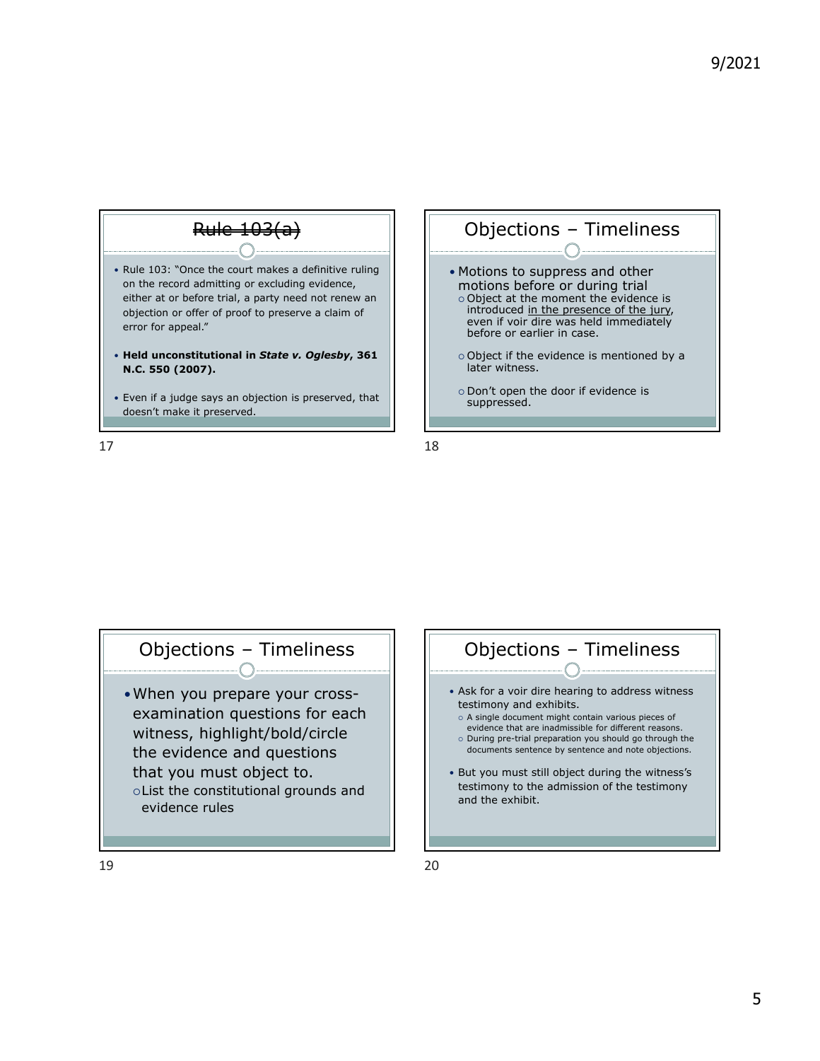## ~~Rule 103(a)~~

- Rule 103: "Once the court makes a definitive ruling on the record admitting or excluding evidence, either at or before trial, a party need not renew an objection or offer of proof to preserve a claim of error for appeal."
- **Held unconstitutional in *State v. Oglesby*, 361 N.C. 550 (2007).**
- Even if a judge says an objection is preserved, that doesn't make it preserved.

## Objections – Timeliness

- Motions to suppress and other motions before or during trial
  - Object at the moment the evidence is introduced <u>in the presence of the jury</u>, even if voir dire was held immediately before or earlier in case.
  - Object if the evidence is mentioned by a later witness.
  - Don't open the door if evidence is suppressed.

## Objections – Timeliness

- When you prepare your cross-examination questions for each witness, highlight/bold/circle the evidence and questions that you must object to.
  - List the constitutional grounds and evidence rules

## Objections – Timeliness

- Ask for a voir dire hearing to address witness testimony and exhibits.
  - A single document might contain various pieces of evidence that are inadmissible for different reasons.
  - During pre-trial preparation you should go through the documents sentence by sentence and note objections.
- But you must still object during the witness's testimony to the admission of the testimony and the exhibit.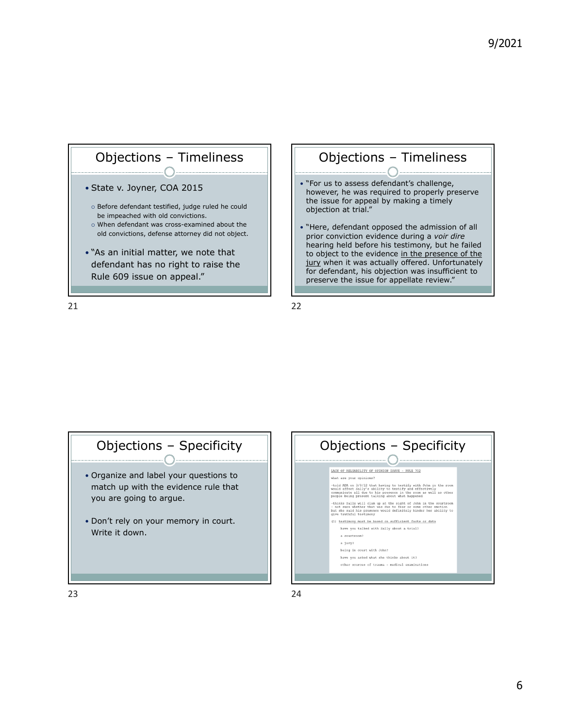## Objections – Timeliness

- State v. Joyner, COA 2015
  - Before defendant testified, judge ruled he could be impeached with old convictions.
  - When defendant was cross-examined about the old convictions, defense attorney did not object.
- "As an initial matter, we note that defendant has no right to raise the Rule 609 issue on appeal."

## Objections – Timeliness

- "For us to assess defendant's challenge, however, he was required to properly preserve the issue for appeal by making a timely objection at trial."
- "Here, defendant opposed the admission of all prior conviction evidence during a *voir dire* hearing held before his testimony, but he failed to object to the evidence in the presence of the jury when it was actually offered. Unfortunately for defendant, his objection was insufficient to preserve the issue for appellate review."

## Objections – Specificity

- Organize and label your questions to match up with the evidence rule that you are going to argue.
- Don't rely on your memory in court. Write it down.

## Objections – Specificity

LACK OF RELIABILITY OF OPINION ISSUE – RULE 702

what are your opinions?

-told ADA on 3/9/12 that having to testify with John in the room would affect Sally's ability to testify and effectively communicate all due to his presence in the room as well as other people being present talking about what happened

-thinks Sally will clam up at the sight of John in the courtroom – not sure whether that was due to fear or some other emotion but she said his presence would definitely hinder her ability to give truthful testimony

(1) testimony must be based on sufficient facts or data

have you talked with Sally about a trial?

a courtroom?

a jury?

being in court with John?

have you asked what she thinks about it?

other sources of trauma – medical examinations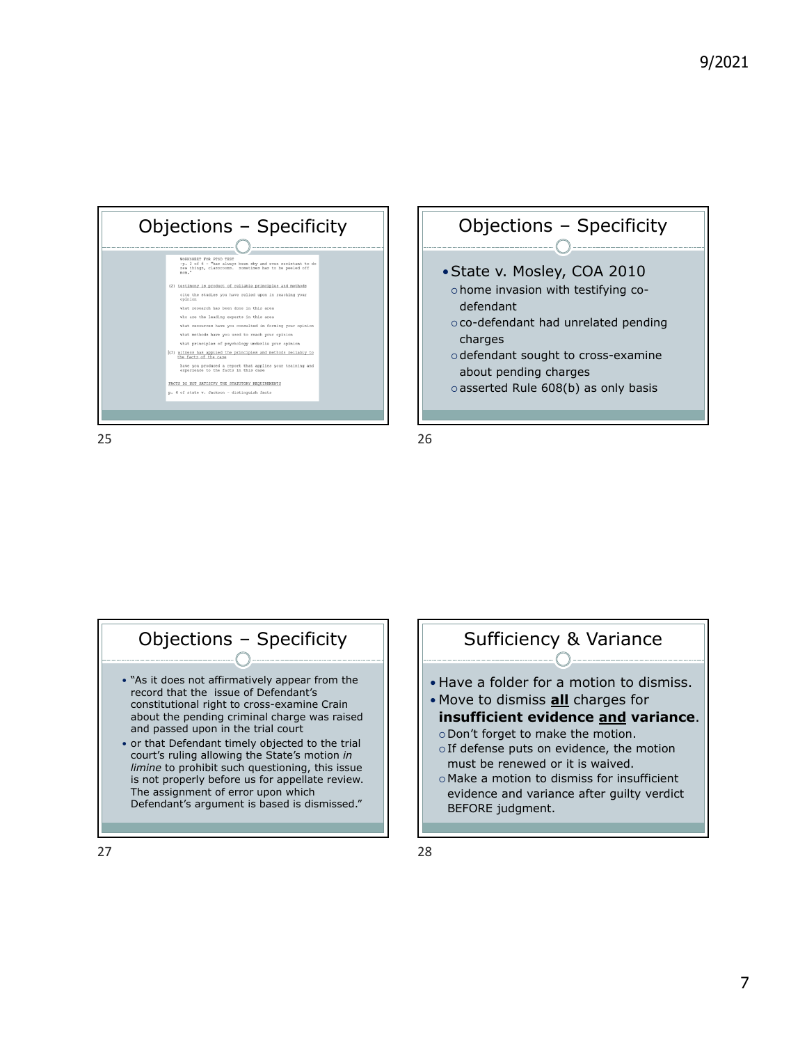## Objections – Specificity

WORKSHEET FOR PTSD TEST
-p. 2 of 6 - "has always been shy and even resistant to do new things, classrooms. sometimes has to be peeled off mom."

(2) testimony is product of reliable principles and methods

cite the studies you have relied upon in reaching your opinion

what research has been done in this area

who are the leading experts in this area

what resources have you consulted in forming your opinion

what methods have you used to reach your opinion

what principles of psychology underlie your opinion

(3) witness has applied the principles and methods reliably to the facts of the case

have you produced a report that applies your training and experience to the facts in this case

FACTS DO NOT SATISFY THE STATUTORY REQUIREMENTS

p. 4 of State v. Jackson - distinguish facts

## Objections – Specificity

- State v. Mosley, COA 2010
  - home invasion with testifying co-defendant
  - co-defendant had unrelated pending charges
  - defendant sought to cross-examine about pending charges
  - asserted Rule 608(b) as only basis

## Objections – Specificity

- "As it does not affirmatively appear from the record that the issue of Defendant's constitutional right to cross-examine Crain about the pending criminal charge was raised and passed upon in the trial court
- or that Defendant timely objected to the trial court's ruling allowing the State's motion *in limine* to prohibit such questioning, this issue is not properly before us for appellate review. The assignment of error upon which Defendant's argument is based is dismissed."

## Sufficiency & Variance

- Have a folder for a motion to dismiss.
- Move to dismiss **all** charges for **insufficient evidence and variance**.
  - Don't forget to make the motion.
  - If defense puts on evidence, the motion must be renewed or it is waived.
  - Make a motion to dismiss for insufficient evidence and variance after guilty verdict BEFORE judgment.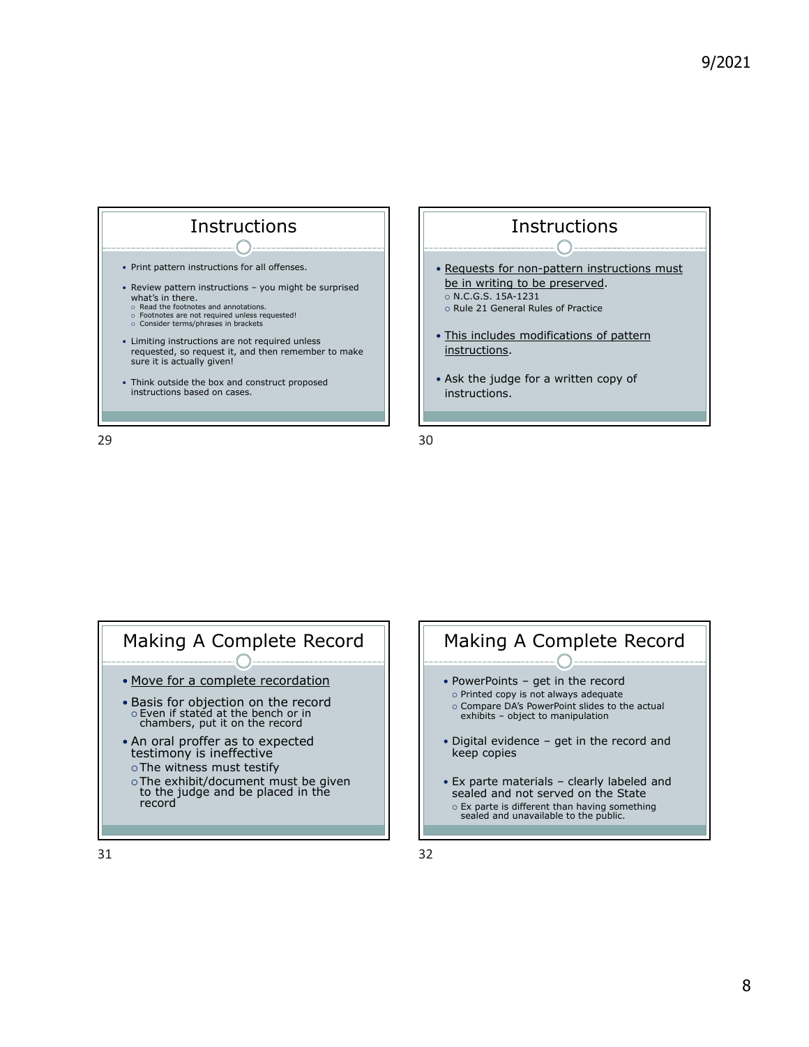## Instructions

- Print pattern instructions for all offenses.
- Review pattern instructions – you might be surprised what's in there.
  - Read the footnotes and annotations.
  - Footnotes are not required unless requested!
  - Consider terms/phrases in brackets
- Limiting instructions are not required unless requested, so request it, and then remember to make sure it is actually given!
- Think outside the box and construct proposed instructions based on cases.

## Instructions

- Requests for non-pattern instructions must be in writing to be preserved.
  - N.C.G.S. 15A-1231
  - Rule 21 General Rules of Practice
- This includes modifications of pattern instructions.
- Ask the judge for a written copy of instructions.

## Making A Complete Record

- Move for a complete recordation
- Basis for objection on the record
  - Even if stated at the bench or in chambers, put it on the record
- An oral proffer as to expected testimony is ineffective
  - The witness must testify
  - The exhibit/document must be given to the judge and be placed in the record

## Making A Complete Record

- PowerPoints – get in the record
  - Printed copy is not always adequate
  - Compare DA's PowerPoint slides to the actual exhibits – object to manipulation
- Digital evidence – get in the record and keep copies
- Ex parte materials – clearly labeled and sealed and not served on the State
  - Ex parte is different than having something sealed and unavailable to the public.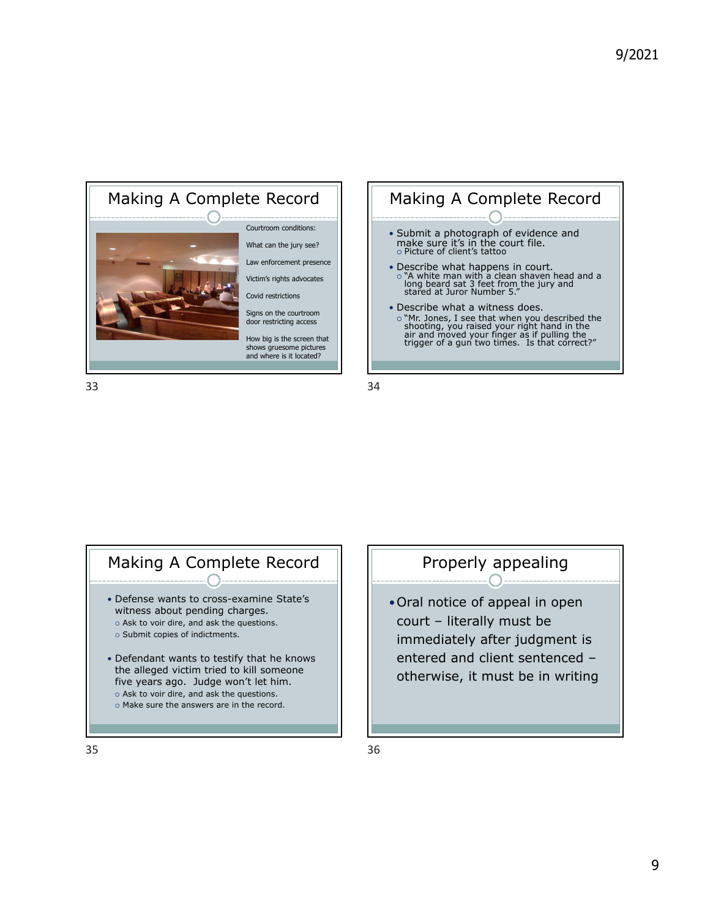## Making A Complete Record

Courtroom conditions:

What can the jury see?

Law enforcement presence

Victim's rights advocates

Covid restrictions

Signs on the courtroom door restricting access

How big is the screen that shows gruesome pictures and where is it located?

## Making A Complete Record

- Submit a photograph of evidence and make sure it's in the court file.
  - Picture of client's tattoo
- Describe what happens in court.
  - "A white man with a clean shaven head and a long beard sat 3 feet from the jury and stared at Juror Number 5."
- Describe what a witness does.
  - "Mr. Jones, I see that when you described the shooting, you raised your right hand in the air and moved your finger as if pulling the trigger of a gun two times. Is that correct?"

## Making A Complete Record

- Defense wants to cross-examine State's witness about pending charges.
  - Ask to voir dire, and ask the questions.
  - Submit copies of indictments.
- Defendant wants to testify that he knows the alleged victim tried to kill someone five years ago. Judge won't let him.
  - Ask to voir dire, and ask the questions.
  - Make sure the answers are in the record.

## Properly appealing

- Oral notice of appeal in open court – literally must be immediately after judgment is entered and client sentenced – otherwise, it must be in writing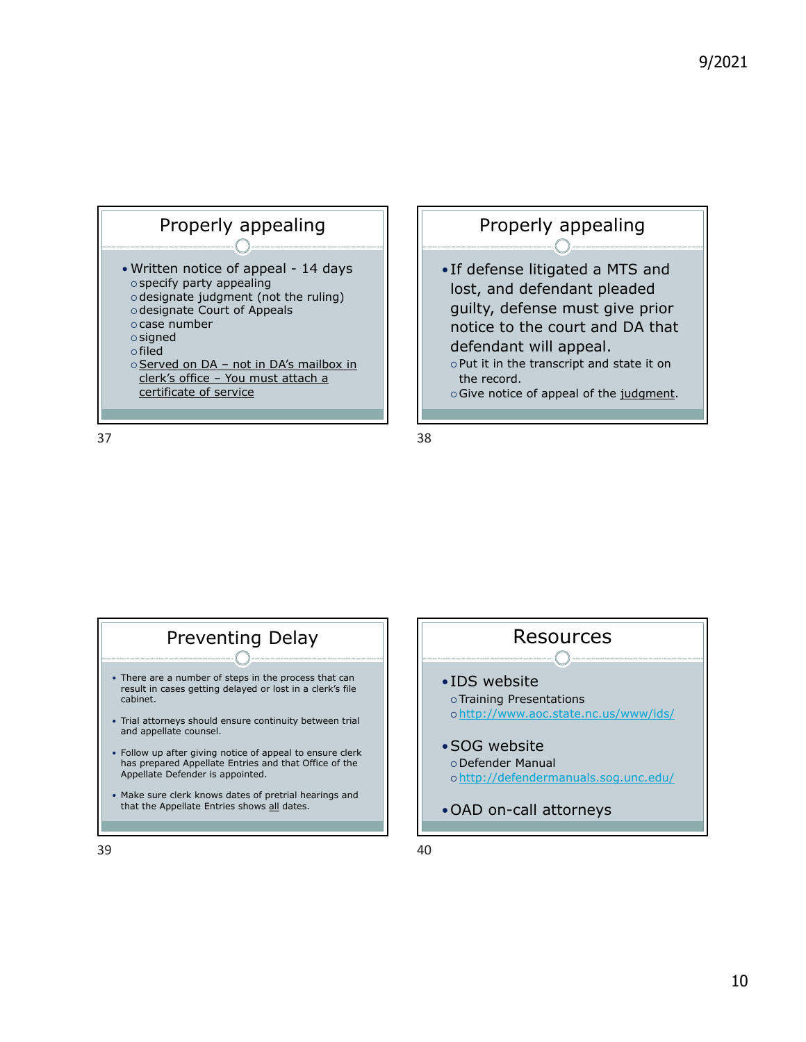## Properly appealing

- Written notice of appeal - 14 days
  - specify party appealing
  - designate judgment (not the ruling)
  - designate Court of Appeals
  - case number
  - signed
  - filed
  - Served on DA – not in DA's mailbox in clerk's office – You must attach a certificate of service

## Properly appealing

- If defense litigated a MTS and lost, and defendant pleaded guilty, defense must give prior notice to the court and DA that defendant will appeal.
  - Put it in the transcript and state it on the record.
  - Give notice of appeal of the judgment.

## Preventing Delay

- There are a number of steps in the process that can result in cases getting delayed or lost in a clerk's file cabinet.
- Trial attorneys should ensure continuity between trial and appellate counsel.
- Follow up after giving notice of appeal to ensure clerk has prepared Appellate Entries and that Office of the Appellate Defender is appointed.
- Make sure clerk knows dates of pretrial hearings and that the Appellate Entries shows all dates.

## Resources

- IDS website
  - Training Presentations
  - http://www.aoc.state.nc.us/www/ids/
- SOG website
  - Defender Manual
  - http://defendermanuals.sog.unc.edu/
- OAD on-call attorneys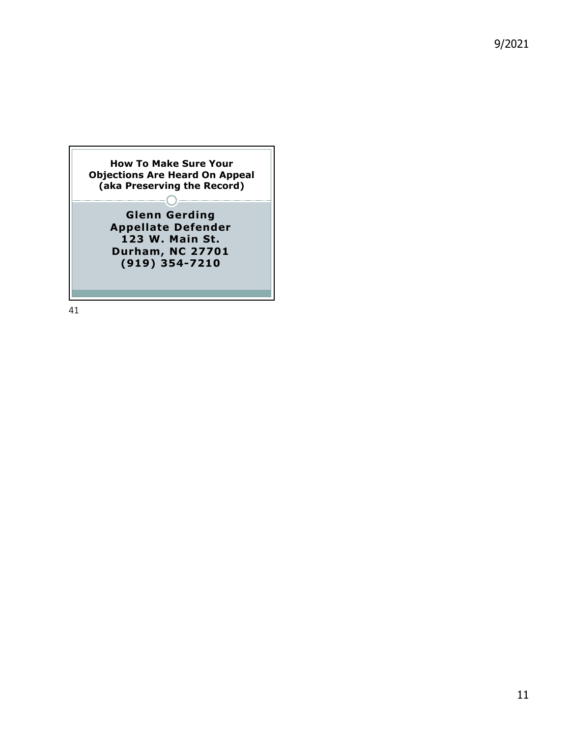**How To Make Sure Your Objections Are Heard On Appeal (aka Preserving the Record)**

**Glenn Gerding**
**Appellate Defender**
**123 W. Main St.**
**Durham, NC 27701**
**(919) 354-7210**

41